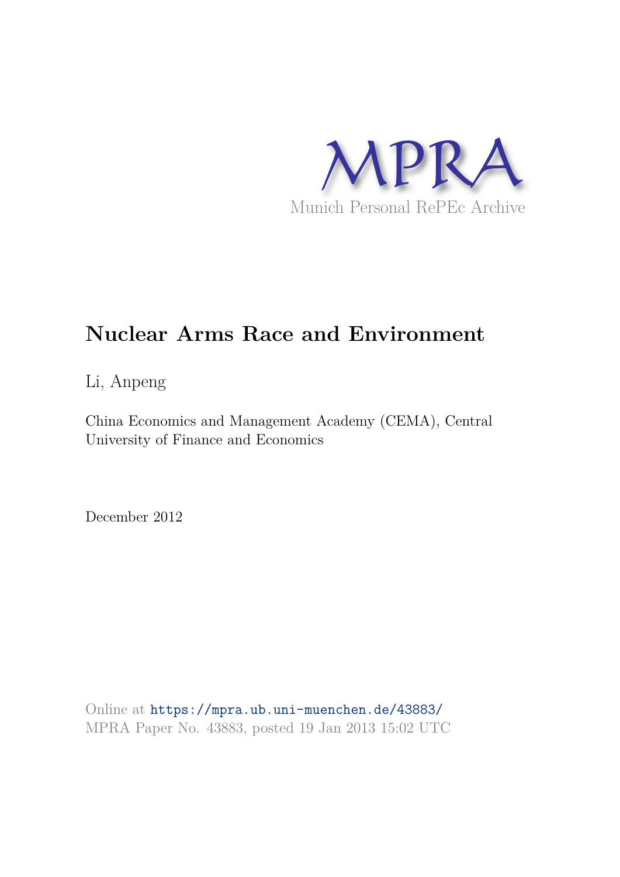MPRA

Munich Personal RePEc Archive

# Nuclear Arms Race and Environment

Li, Anpeng

China Economics and Management Academy (CEMA), Central University of Finance and Economics

December 2012

Online at https://mpra.ub.uni-muenchen.de/43883/
MPRA Paper No. 43883, posted 19 Jan 2013 15:02 UTC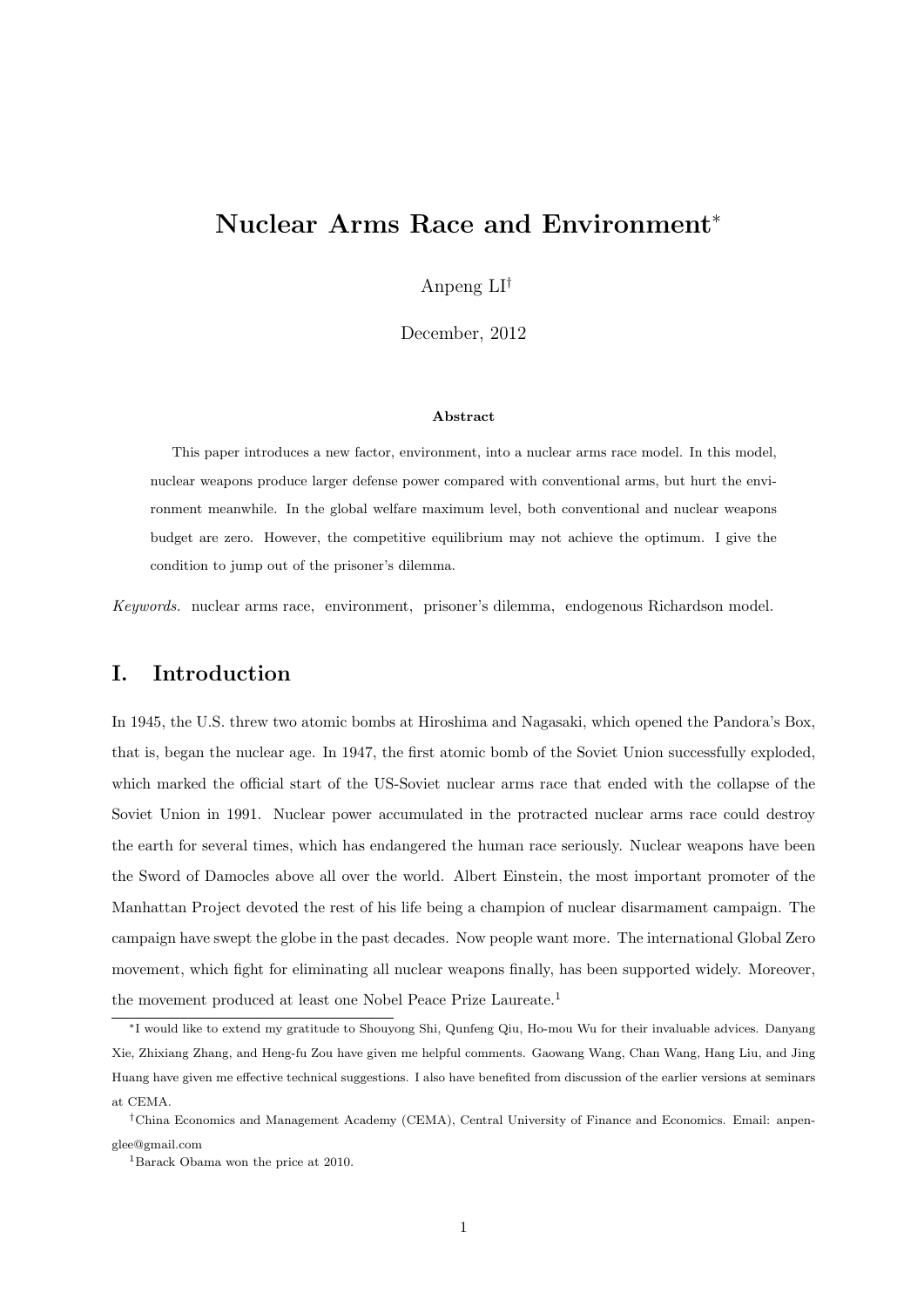# Nuclear Arms Race and Environment*

Anpeng LI†

December, 2012

**Abstract**

This paper introduces a new factor, environment, into a nuclear arms race model. In this model, nuclear weapons produce larger defense power compared with conventional arms, but hurt the environment meanwhile. In the global welfare maximum level, both conventional and nuclear weapons budget are zero. However, the competitive equilibrium may not achieve the optimum. I give the condition to jump out of the prisoner's dilemma.

*Keywords.* nuclear arms race, environment, prisoner's dilemma, endogenous Richardson model.

## I. Introduction

In 1945, the U.S. threw two atomic bombs at Hiroshima and Nagasaki, which opened the Pandora's Box, that is, began the nuclear age. In 1947, the first atomic bomb of the Soviet Union successfully exploded, which marked the official start of the US-Soviet nuclear arms race that ended with the collapse of the Soviet Union in 1991. Nuclear power accumulated in the protracted nuclear arms race could destroy the earth for several times, which has endangered the human race seriously. Nuclear weapons have been the Sword of Damocles above all over the world. Albert Einstein, the most important promoter of the Manhattan Project devoted the rest of his life being a champion of nuclear disarmament campaign. The campaign have swept the globe in the past decades. Now people want more. The international Global Zero movement, which fight for eliminating all nuclear weapons finally, has been supported widely. Moreover, the movement produced at least one Nobel Peace Prize Laureate.[1]

---

*I would like to extend my gratitude to Shouyong Shi, Qunfeng Qiu, Ho-mou Wu for their invaluable advices. Danyang Xie, Zhixiang Zhang, and Heng-fu Zou have given me helpful comments. Gaowang Wang, Chan Wang, Hang Liu, and Jing Huang have given me effective technical suggestions. I also have benefited from discussion of the earlier versions at seminars at CEMA.

†China Economics and Management Academy (CEMA), Central University of Finance and Economics. Email: anpenglee@gmail.com

[1] Barack Obama won the price at 2010.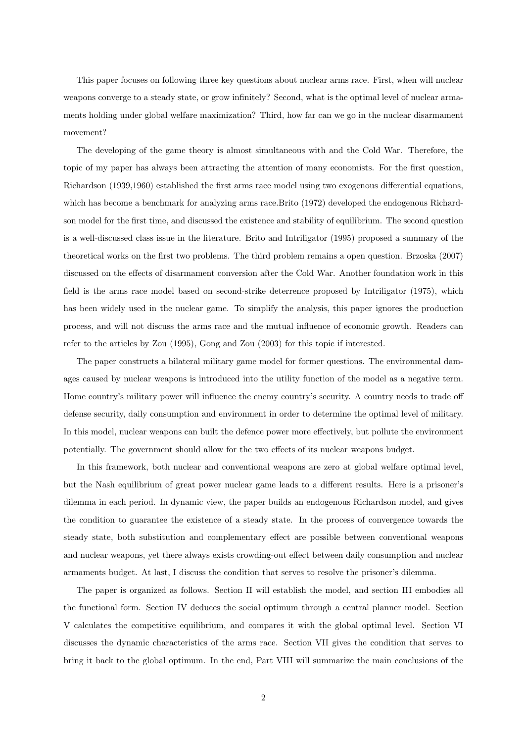This paper focuses on following three key questions about nuclear arms race. First, when will nuclear weapons converge to a steady state, or grow infinitely? Second, what is the optimal level of nuclear armaments holding under global welfare maximization? Third, how far can we go in the nuclear disarmament movement?

The developing of the game theory is almost simultaneous with and the Cold War. Therefore, the topic of my paper has always been attracting the attention of many economists. For the first question, Richardson (1939,1960) established the first arms race model using two exogenous differential equations, which has become a benchmark for analyzing arms race.Brito (1972) developed the endogenous Richardson model for the first time, and discussed the existence and stability of equilibrium. The second question is a well-discussed class issue in the literature. Brito and Intriligator (1995) proposed a summary of the theoretical works on the first two problems. The third problem remains a open question. Brzoska (2007) discussed on the effects of disarmament conversion after the Cold War. Another foundation work in this field is the arms race model based on second-strike deterrence proposed by Intriligator (1975), which has been widely used in the nuclear game. To simplify the analysis, this paper ignores the production process, and will not discuss the arms race and the mutual influence of economic growth. Readers can refer to the articles by Zou (1995), Gong and Zou (2003) for this topic if interested.

The paper constructs a bilateral military game model for former questions. The environmental damages caused by nuclear weapons is introduced into the utility function of the model as a negative term. Home country's military power will influence the enemy country's security. A country needs to trade off defense security, daily consumption and environment in order to determine the optimal level of military. In this model, nuclear weapons can built the defence power more effectively, but pollute the environment potentially. The government should allow for the two effects of its nuclear weapons budget.

In this framework, both nuclear and conventional weapons are zero at global welfare optimal level, but the Nash equilibrium of great power nuclear game leads to a different results. Here is a prisoner's dilemma in each period. In dynamic view, the paper builds an endogenous Richardson model, and gives the condition to guarantee the existence of a steady state. In the process of convergence towards the steady state, both substitution and complementary effect are possible between conventional weapons and nuclear weapons, yet there always exists crowding-out effect between daily consumption and nuclear armaments budget. At last, I discuss the condition that serves to resolve the prisoner's dilemma.

The paper is organized as follows. Section II will establish the model, and section III embodies all the functional form. Section IV deduces the social optimum through a central planner model. Section V calculates the competitive equilibrium, and compares it with the global optimal level. Section VI discusses the dynamic characteristics of the arms race. Section VII gives the condition that serves to bring it back to the global optimum. In the end, Part VIII will summarize the main conclusions of the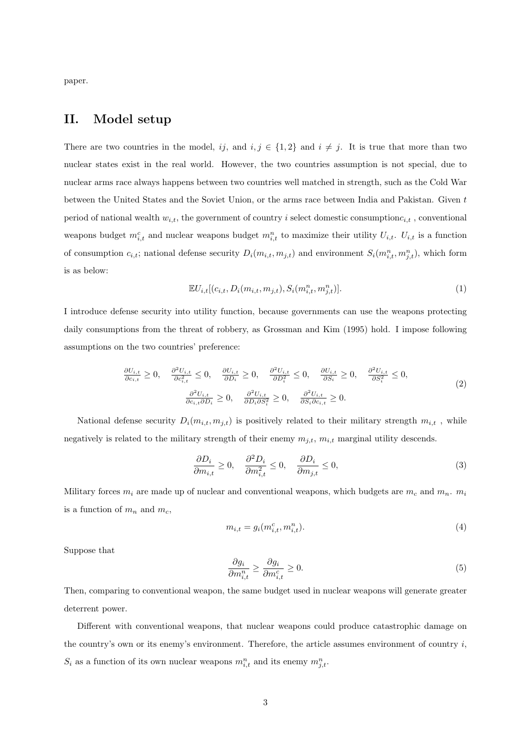paper.

## II. Model setup

There are two countries in the model, $ij$, and $i, j \in \{1, 2\}$ and $i \neq j$. It is true that more than two nuclear states exist in the real world. However, the two countries assumption is not special, due to nuclear arms race always happens between two countries well matched in strength, such as the Cold War between the United States and the Soviet Union, or the arms race between India and Pakistan. Given $t$ period of national wealth $w_{i,t}$, the government of country $i$ select domestic consumption$c_{i,t}$ , conventional weapons budget $m^c_{i,t}$ and nuclear weapons budget $m^n_{i,t}$ to maximize their utility $U_{i,t}$. $U_{i,t}$ is a function of consumption $c_{i,t}$; national defense security $D_i(m_{i,t}, m_{j,t})$ and environment $S_i(m^n_{i,t}, m^n_{j,t})$, which form is as below:

$$\mathbb{E}U_{i,t}[(c_{i,t}, D_i(m_{i,t}, m_{j,t}), S_i(m^n_{i,t}, m^n_{j,t})]. \tag{1}$$

I introduce defense security into utility function, because governments can use the weapons protecting daily consumptions from the threat of robbery, as Grossman and Kim (1995) hold. I impose following assumptions on the two countries' preference:

$$\begin{gathered}
\frac{\partial U_{i,t}}{\partial c_{i,t}} \geq 0, \quad \frac{\partial^2 U_{i,t}}{\partial c^2_{i,t}} \leq 0, \quad \frac{\partial U_{i,t}}{\partial D_i} \geq 0, \quad \frac{\partial^2 U_{i,t}}{\partial D^2_i} \leq 0, \quad \frac{\partial U_{i,t}}{\partial S_i} \geq 0, \quad \frac{\partial^2 U_{i,t}}{\partial S^2_i} \leq 0, \\
\frac{\partial^2 U_{i,t}}{\partial c_{i,t} \partial D_i} \geq 0, \quad \frac{\partial^2 U_{i,t}}{\partial D_i \partial S^2_i} \geq 0, \quad \frac{\partial^2 U_{i,t}}{\partial S_i \partial c_{i,t}} \geq 0.
\end{gathered} \tag{2}$$

National defense security $D_i(m_{i,t}, m_{j,t})$ is positively related to their military strength $m_{i,t}$ , while negatively is related to the military strength of their enemy $m_{j,t}$, $m_{i,t}$ marginal utility descends.

$$\frac{\partial D_i}{\partial m_{i,t}} \geq 0, \quad \frac{\partial^2 D_i}{\partial m^2_{i,t}} \leq 0, \quad \frac{\partial D_i}{\partial m_{j,t}} \leq 0, \tag{3}$$

Military forces $m_i$ are made up of nuclear and conventional weapons, which budgets are $m_c$ and $m_n$. $m_i$ is a function of $m_n$ and $m_c$,

$$m_{i,t} = g_i(m^c_{i,t}, m^n_{i,t}). \tag{4}$$

Suppose that

$$\frac{\partial g_i}{\partial m^n_{i,t}} \geq \frac{\partial g_i}{\partial m^c_{i,t}} \geq 0. \tag{5}$$

Then, comparing to conventional weapon, the same budget used in nuclear weapons will generate greater deterrent power.

Different with conventional weapons, that nuclear weapons could produce catastrophic damage on the country's own or its enemy's environment. Therefore, the article assumes environment of country $i$, $S_i$ as a function of its own nuclear weapons $m^n_{i,t}$ and its enemy $m^n_{j,t}$.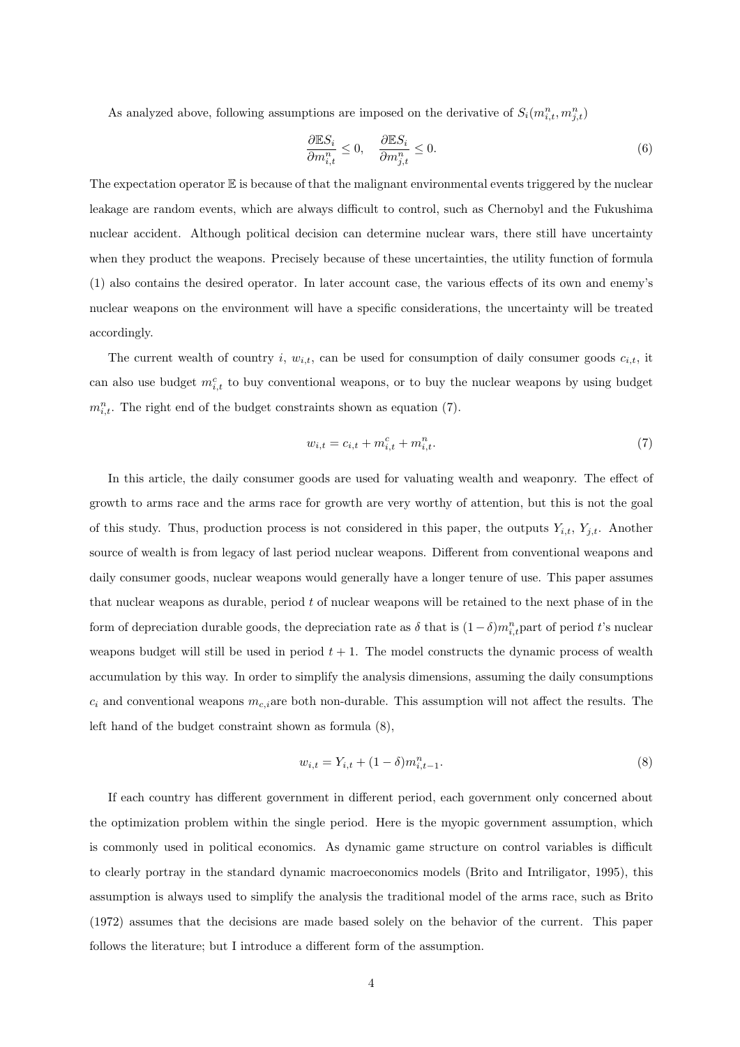As analyzed above, following assumptions are imposed on the derivative of $S_i(m^n_{i,t}, m^n_{j,t})$

$$\frac{\partial \mathbb{E}S_i}{\partial m^n_{i,t}} \leq 0, \quad \frac{\partial \mathbb{E}S_i}{\partial m^n_{j,t}} \leq 0. \tag{6}$$

The expectation operator $\mathbb{E}$ is because of that the malignant environmental events triggered by the nuclear leakage are random events, which are always difficult to control, such as Chernobyl and the Fukushima nuclear accident. Although political decision can determine nuclear wars, there still have uncertainty when they product the weapons. Precisely because of these uncertainties, the utility function of formula (1) also contains the desired operator. In later account case, the various effects of its own and enemy's nuclear weapons on the environment will have a specific considerations, the uncertainty will be treated accordingly.

The current wealth of country $i$, $w_{i,t}$, can be used for consumption of daily consumer goods $c_{i,t}$, it can also use budget $m^c_{i,t}$ to buy conventional weapons, or to buy the nuclear weapons by using budget $m^n_{i,t}$. The right end of the budget constraints shown as equation (7).

$$w_{i,t} = c_{i,t} + m^c_{i,t} + m^n_{i,t}. \tag{7}$$

In this article, the daily consumer goods are used for valuating wealth and weaponry. The effect of growth to arms race and the arms race for growth are very worthy of attention, but this is not the goal of this study. Thus, production process is not considered in this paper, the outputs $Y_{i,t}$, $Y_{j,t}$. Another source of wealth is from legacy of last period nuclear weapons. Different from conventional weapons and daily consumer goods, nuclear weapons would generally have a longer tenure of use. This paper assumes that nuclear weapons as durable, period $t$ of nuclear weapons will be retained to the next phase of in the form of depreciation durable goods, the depreciation rate as $\delta$ that is $(1-\delta)m^n_{i,t}$part of period $t$'s nuclear weapons budget will still be used in period $t+1$. The model constructs the dynamic process of wealth accumulation by this way. In order to simplify the analysis dimensions, assuming the daily consumptions $c_i$ and conventional weapons $m_{c,i}$are both non-durable. This assumption will not affect the results. The left hand of the budget constraint shown as formula (8),

$$w_{i,t} = Y_{i,t} + (1-\delta)m^n_{i,t-1}. \tag{8}$$

If each country has different government in different period, each government only concerned about the optimization problem within the single period. Here is the myopic government assumption, which is commonly used in political economics. As dynamic game structure on control variables is difficult to clearly portray in the standard dynamic macroeconomics models (Brito and Intriligator, 1995), this assumption is always used to simplify the analysis the traditional model of the arms race, such as Brito (1972) assumes that the decisions are made based solely on the behavior of the current. This paper follows the literature; but I introduce a different form of the assumption.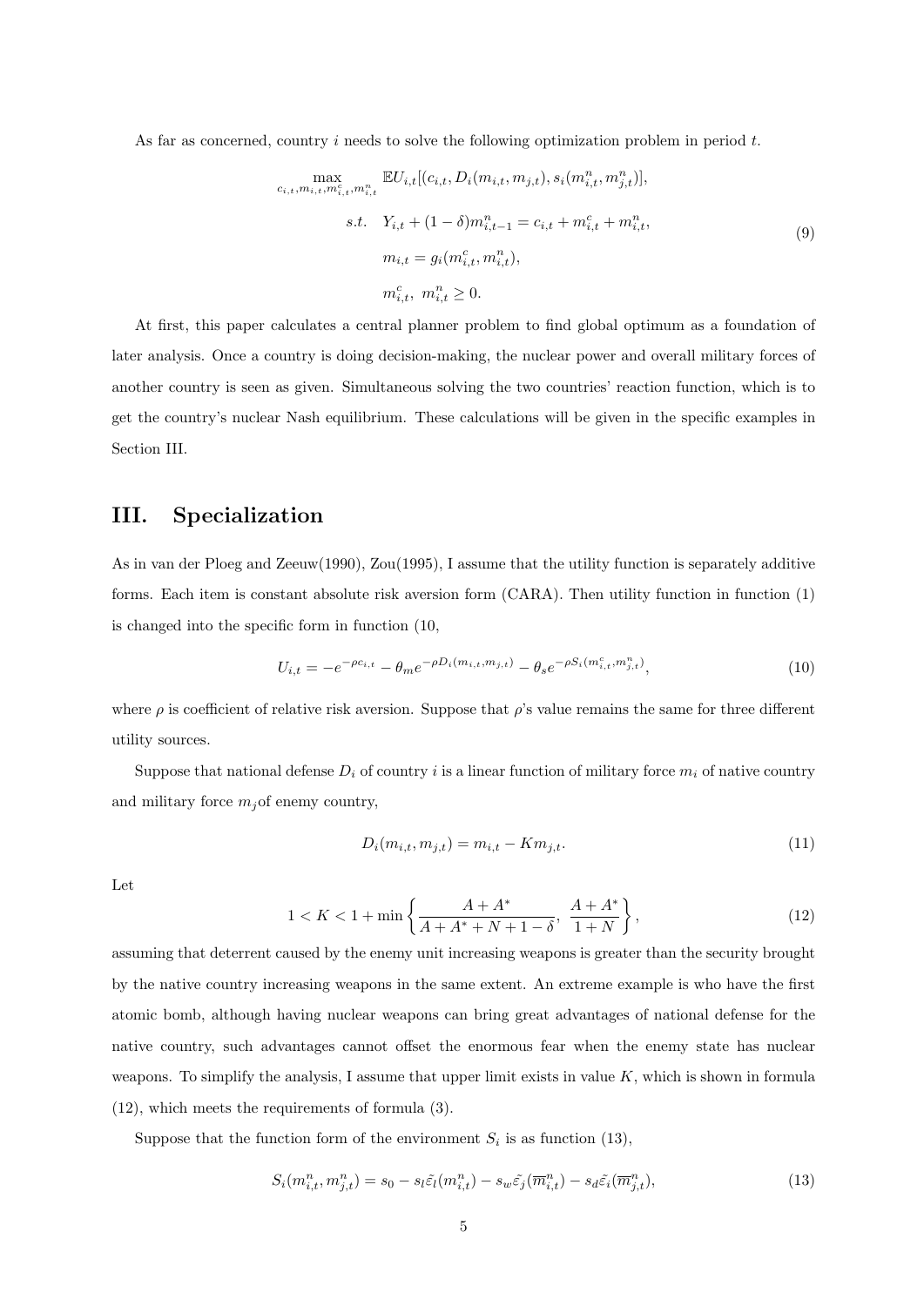As far as concerned, country $i$ needs to solve the following optimization problem in period $t$.

$$
\begin{aligned}
\max_{c_{i,t}, m_{i,t}, m^c_{i,t}, m^n_{i,t}} \quad & \mathbb{E}U_{i,t}[(c_{i,t}, D_i(m_{i,t}, m_{j,t}), s_i(m^n_{i,t}, m^n_{j,t})], \\
s.t. \quad & Y_{i,t} + (1-\delta)m^n_{i,t-1} = c_{i,t} + m^c_{i,t} + m^n_{i,t}, \\
& m_{i,t} = g_i(m^c_{i,t}, m^n_{i,t}), \\
& m^c_{i,t},\ m^n_{i,t} \geq 0.
\end{aligned}
\tag{9}
$$

At first, this paper calculates a central planner problem to find global optimum as a foundation of later analysis. Once a country is doing decision-making, the nuclear power and overall military forces of another country is seen as given. Simultaneous solving the two countries' reaction function, which is to get the country's nuclear Nash equilibrium. These calculations will be given in the specific examples in Section III.

## III. Specialization

As in van der Ploeg and Zeeuw(1990), Zou(1995), I assume that the utility function is separately additive forms. Each item is constant absolute risk aversion form (CARA). Then utility function in function (1) is changed into the specific form in function (10,

$$
U_{i,t} = -e^{-\rho c_{i,t}} - \theta_m e^{-\rho D_i(m_{i,t}, m_{j,t})} - \theta_s e^{-\rho S_i(m^c_{i,t}, m^n_{j,t})}, \tag{10}
$$

where $\rho$ is coefficient of relative risk aversion. Suppose that $\rho$'s value remains the same for three different utility sources.

Suppose that national defense $D_i$ of country $i$ is a linear function of military force $m_i$ of native country and military force $m_j$of enemy country,

$$
D_i(m_{i,t}, m_{j,t}) = m_{i,t} - K m_{j,t}. \tag{11}
$$

Let

$$
1 < K < 1 + \min\left\{ \frac{A + A^*}{A + A^* + N + 1 - \delta},\ \frac{A + A^*}{1 + N} \right\}, \tag{12}
$$

assuming that deterrent caused by the enemy unit increasing weapons is greater than the security brought by the native country increasing weapons in the same extent. An extreme example is who have the first atomic bomb, although having nuclear weapons can bring great advantages of national defense for the native country, such advantages cannot offset the enormous fear when the enemy state has nuclear weapons. To simplify the analysis, I assume that upper limit exists in value $K$, which is shown in formula (12), which meets the requirements of formula (3).

Suppose that the function form of the environment $S_i$ is as function (13),

$$
S_i(m^n_{i,t}, m^n_{j,t}) = s_0 - s_l \tilde{\varepsilon_l}(m^n_{i,t}) - s_w \tilde{\varepsilon_j}(\overline{m}^n_{i,t}) - s_d \tilde{\varepsilon_i}(\overline{m}^n_{j,t}), \tag{13}
$$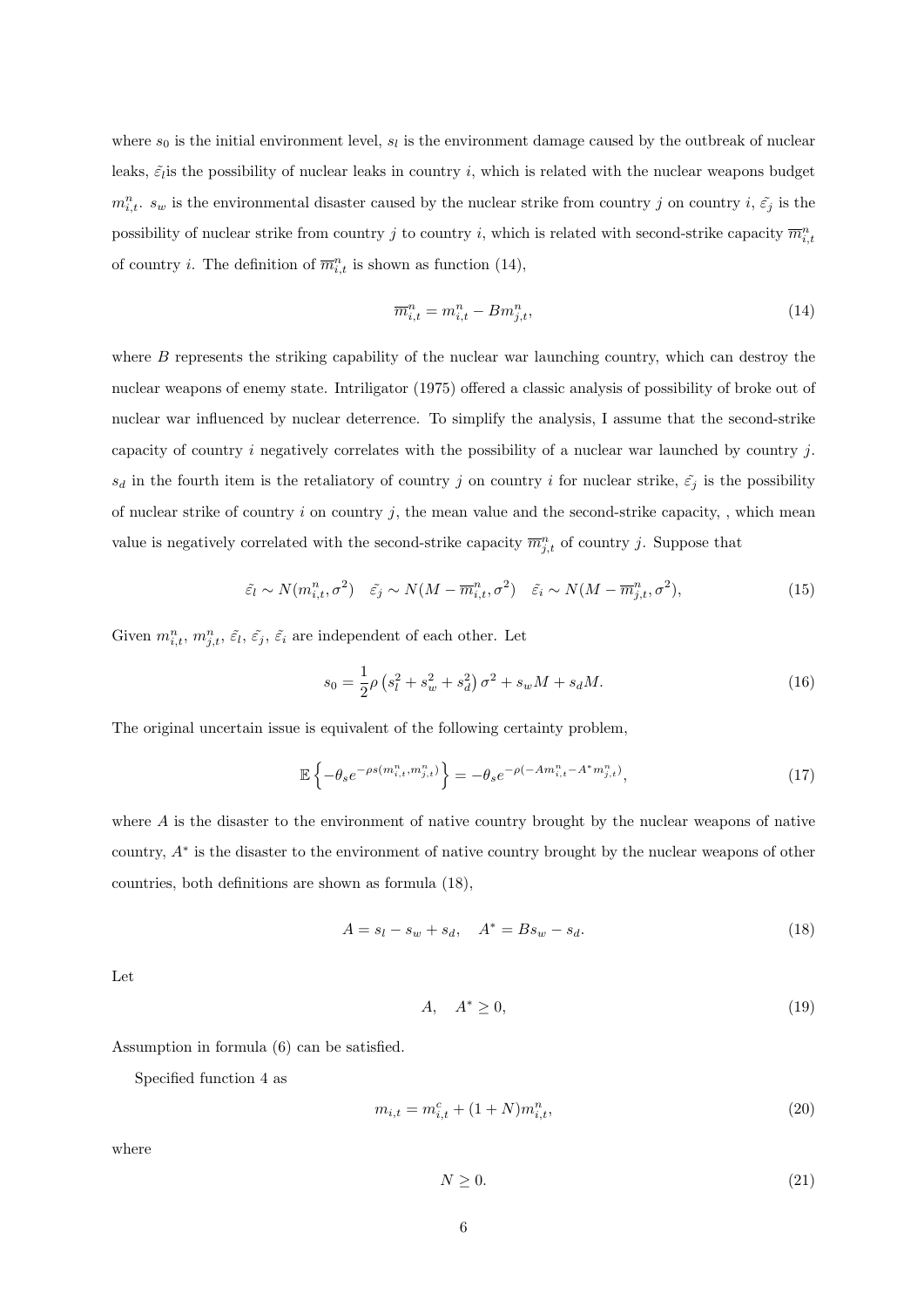where $s_0$ is the initial environment level, $s_l$ is the environment damage caused by the outbreak of nuclear leaks, $\tilde{\varepsilon_l}$is the possibility of nuclear leaks in country $i$, which is related with the nuclear weapons budget $m_{i,t}^n$. $s_w$ is the environmental disaster caused by the nuclear strike from country $j$ on country $i$, $\tilde{\varepsilon_j}$ is the possibility of nuclear strike from country $j$ to country $i$, which is related with second-strike capacity $\overline{m}_{i,t}^n$ of country $i$. The definition of $\overline{m}_{i,t}^n$ is shown as function (14),

$$\overline{m}_{i,t}^n = m_{i,t}^n - Bm_{j,t}^n, \tag{14}$$

where $B$ represents the striking capability of the nuclear war launching country, which can destroy the nuclear weapons of enemy state. Intriligator (1975) offered a classic analysis of possibility of broke out of nuclear war influenced by nuclear deterrence. To simplify the analysis, I assume that the second-strike capacity of country $i$ negatively correlates with the possibility of a nuclear war launched by country $j$. $s_d$ in the fourth item is the retaliatory of country $j$ on country $i$ for nuclear strike, $\tilde{\varepsilon_j}$ is the possibility of nuclear strike of country $i$ on country $j$, the mean value and the second-strike capacity, , which mean value is negatively correlated with the second-strike capacity $\overline{m}_{j,t}^n$ of country $j$. Suppose that

$$\tilde{\varepsilon_l} \sim N(m_{i,t}^n, \sigma^2) \quad \tilde{\varepsilon_j} \sim N(M - \overline{m}_{i,t}^n, \sigma^2) \quad \tilde{\varepsilon_i} \sim N(M - \overline{m}_{j,t}^n, \sigma^2), \tag{15}$$

Given $m_{i,t}^n$, $m_{j,t}^n$, $\tilde{\varepsilon_l}$, $\tilde{\varepsilon_j}$, $\tilde{\varepsilon_i}$ are independent of each other. Let

$$s_0 = \frac{1}{2}\rho\left(s_l^2 + s_w^2 + s_d^2\right)\sigma^2 + s_w M + s_d M. \tag{16}$$

The original uncertain issue is equivalent of the following certainty problem,

$$\mathbb{E}\left\{-\theta_s e^{-\rho s(m_{i,t}^n, m_{j,t}^n)}\right\} = -\theta_s e^{-\rho(-Am_{i,t}^n - A^* m_{j,t}^n)}, \tag{17}$$

where $A$ is the disaster to the environment of native country brought by the nuclear weapons of native country, $A^*$ is the disaster to the environment of native country brought by the nuclear weapons of other countries, both definitions are shown as formula (18),

$$A = s_l - s_w + s_d, \quad A^* = Bs_w - s_d. \tag{18}$$

Let

$$A, \quad A^* \geq 0, \tag{19}$$

Assumption in formula (6) can be satisfied.

Specified function 4 as

$$m_{i,t} = m_{i,t}^c + (1+N)m_{i,t}^n, \tag{20}$$

where

$$N \geq 0. \tag{21}$$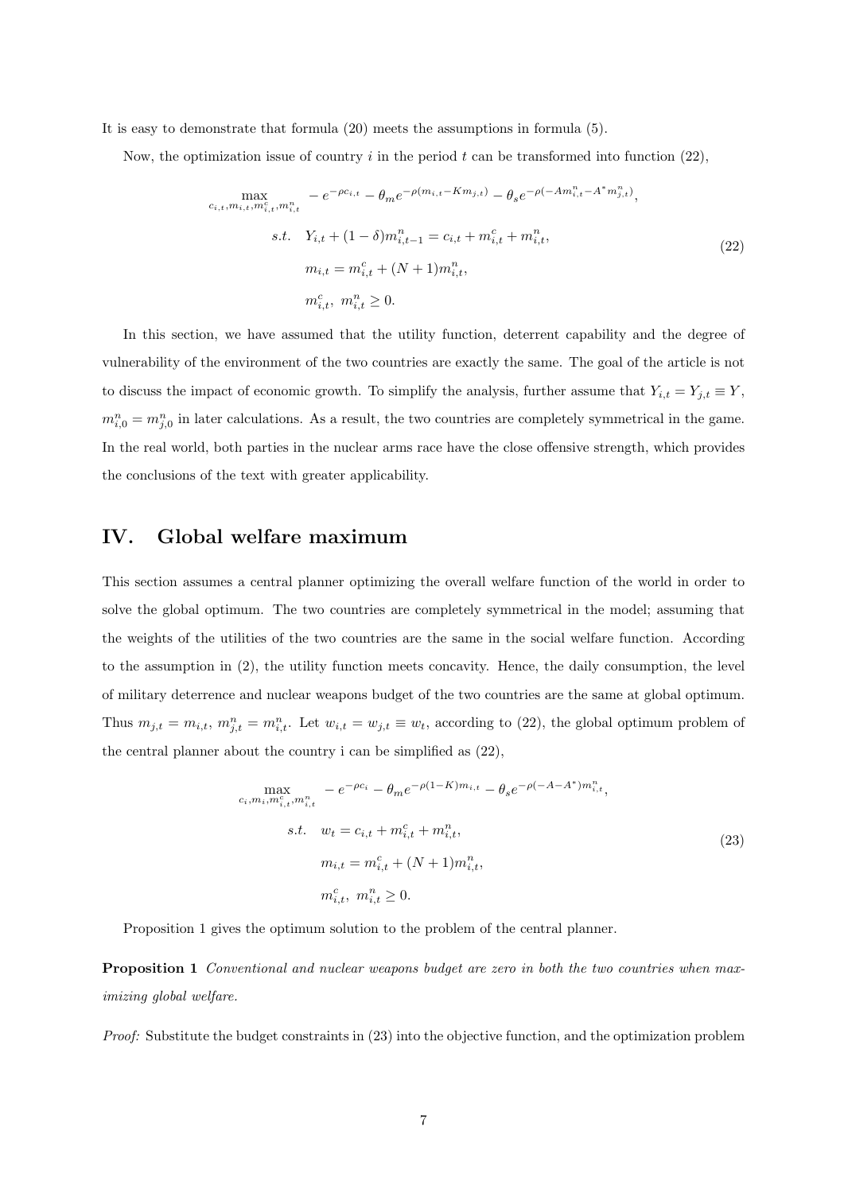It is easy to demonstrate that formula (20) meets the assumptions in formula (5).

Now, the optimization issue of country $i$ in the period $t$ can be transformed into function (22),

$$
\begin{aligned}
\max_{c_{i,t}, m_{i,t}, m^c_{i,t}, m^n_{i,t}} \quad & -e^{-\rho c_{i,t}} - \theta_m e^{-\rho(m_{i,t} - K m_{j,t})} - \theta_s e^{-\rho(-A m^n_{i,t} - A^* m^n_{j,t})}, \\
s.t. \quad & Y_{i,t} + (1-\delta) m^n_{i,t-1} = c_{i,t} + m^c_{i,t} + m^n_{i,t}, \\
& m_{i,t} = m^c_{i,t} + (N+1) m^n_{i,t}, \\
& m^c_{i,t},\ m^n_{i,t} \geq 0.
\end{aligned}
\tag{22}
$$

In this section, we have assumed that the utility function, deterrent capability and the degree of vulnerability of the environment of the two countries are exactly the same. The goal of the article is not to discuss the impact of economic growth. To simplify the analysis, further assume that $Y_{i,t} = Y_{j,t} \equiv Y$, $m^n_{i,0} = m^n_{j,0}$ in later calculations. As a result, the two countries are completely symmetrical in the game. In the real world, both parties in the nuclear arms race have the close offensive strength, which provides the conclusions of the text with greater applicability.

## IV. Global welfare maximum

This section assumes a central planner optimizing the overall welfare function of the world in order to solve the global optimum. The two countries are completely symmetrical in the model; assuming that the weights of the utilities of the two countries are the same in the social welfare function. According to the assumption in (2), the utility function meets concavity. Hence, the daily consumption, the level of military deterrence and nuclear weapons budget of the two countries are the same at global optimum. Thus $m_{j,t} = m_{i,t}$, $m^n_{j,t} = m^n_{i,t}$. Let $w_{i,t} = w_{j,t} \equiv w_t$, according to (22), the global optimum problem of the central planner about the country i can be simplified as (22),

$$
\begin{aligned}
\max_{c_i, m_i, m^c_{i,t}, m^n_{i,t}} \quad & -e^{-\rho c_i} - \theta_m e^{-\rho(1-K) m_{i,t}} - \theta_s e^{-\rho(-A-A^*) m^n_{i,t}}, \\
s.t. \quad & w_t = c_{i,t} + m^c_{i,t} + m^n_{i,t}, \\
& m_{i,t} = m^c_{i,t} + (N+1) m^n_{i,t}, \\
& m^c_{i,t},\ m^n_{i,t} \geq 0.
\end{aligned}
\tag{23}
$$

Proposition 1 gives the optimum solution to the problem of the central planner.

**Proposition 1** *Conventional and nuclear weapons budget are zero in both the two countries when maximizing global welfare.*

*Proof:* Substitute the budget constraints in (23) into the objective function, and the optimization problem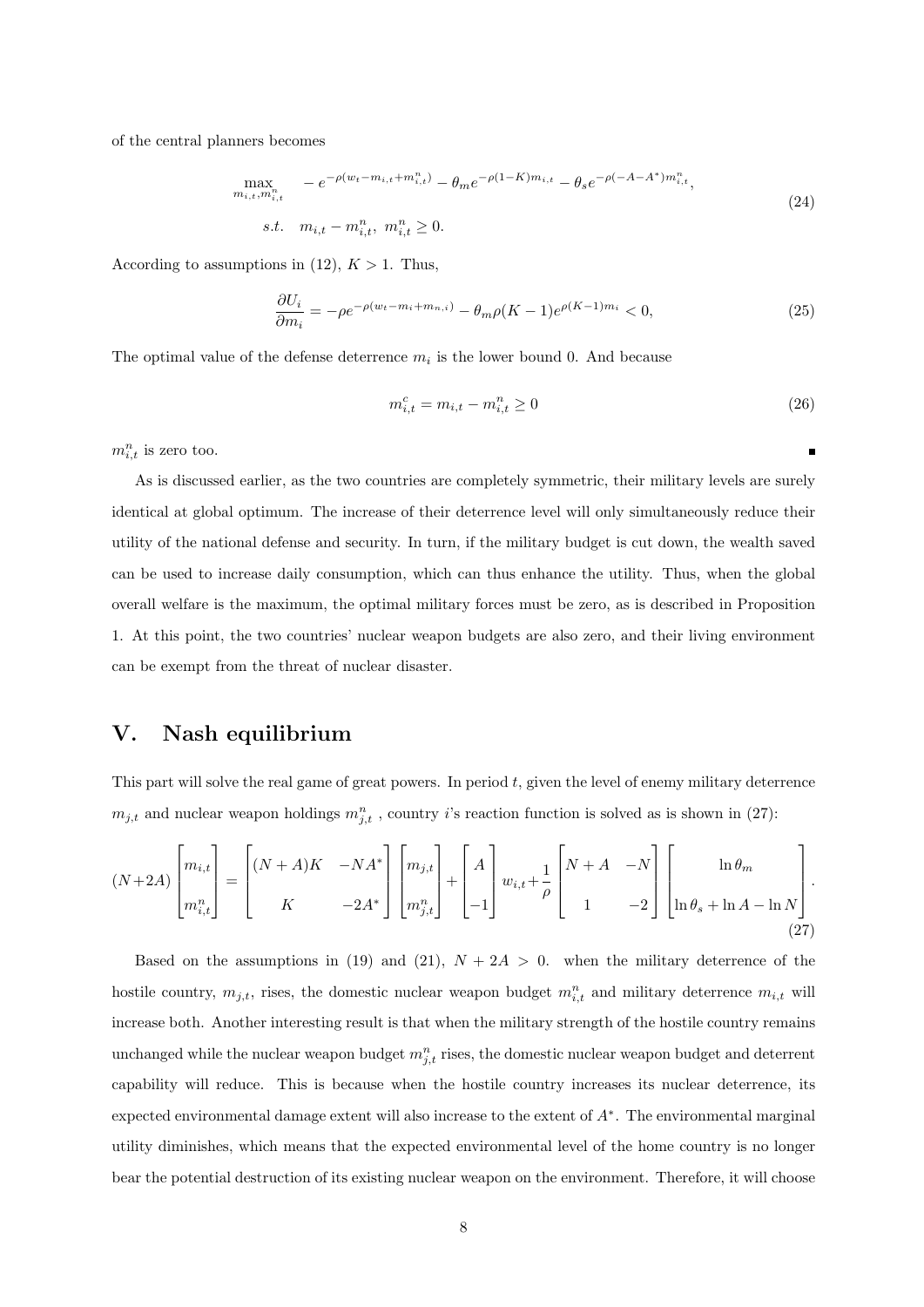of the central planners becomes

$$
\begin{aligned}
\max_{m_{i,t}, m_{i,t}^n} \quad & -e^{-\rho(w_t - m_{i,t} + m_{i,t}^n)} - \theta_m e^{-\rho(1-K)m_{i,t}} - \theta_s e^{-\rho(-A-A^*)m_{i,t}^n}, \\
s.t. \quad & m_{i,t} - m_{i,t}^n, \ m_{i,t}^n \geq 0.
\end{aligned}
\tag{24}
$$

According to assumptions in (12), $K > 1$. Thus,

$$
\frac{\partial U_i}{\partial m_i} = -\rho e^{-\rho(w_t - m_i + m_{n,i})} - \theta_m \rho (K-1) e^{\rho(K-1)m_i} < 0,
\tag{25}
$$

The optimal value of the defense deterrence $m_i$ is the lower bound 0. And because

$$
m_{i,t}^c = m_{i,t} - m_{i,t}^n \geq 0
\tag{26}
$$

$m_{i,t}^n$ is zero too. ∎

As is discussed earlier, as the two countries are completely symmetric, their military levels are surely identical at global optimum. The increase of their deterrence level will only simultaneously reduce their utility of the national defense and security. In turn, if the military budget is cut down, the wealth saved can be used to increase daily consumption, which can thus enhance the utility. Thus, when the global overall welfare is the maximum, the optimal military forces must be zero, as is described in Proposition 1. At this point, the two countries' nuclear weapon budgets are also zero, and their living environment can be exempt from the threat of nuclear disaster.

## V. Nash equilibrium

This part will solve the real game of great powers. In period $t$, given the level of enemy military deterrence $m_{j,t}$ and nuclear weapon holdings $m_{j,t}^n$ , country $i$'s reaction function is solved as is shown in (27):

$$
(N+2A)\begin{bmatrix} m_{i,t} \\ m_{i,t}^n \end{bmatrix} = \begin{bmatrix} (N+A)K & -NA^* \\ K & -2A^* \end{bmatrix} \begin{bmatrix} m_{j,t} \\ m_{j,t}^n \end{bmatrix} + \begin{bmatrix} A \\ -1 \end{bmatrix} w_{i,t} + \frac{1}{\rho} \begin{bmatrix} N+A & -N \\ 1 & -2 \end{bmatrix} \begin{bmatrix} \ln \theta_m \\ \ln \theta_s + \ln A - \ln N \end{bmatrix}.
\tag{27}
$$

Based on the assumptions in (19) and (21), $N + 2A > 0$. when the military deterrence of the hostile country, $m_{j,t}$, rises, the domestic nuclear weapon budget $m_{i,t}^n$ and military deterrence $m_{i,t}$ will increase both. Another interesting result is that when the military strength of the hostile country remains unchanged while the nuclear weapon budget $m_{j,t}^n$ rises, the domestic nuclear weapon budget and deterrent capability will reduce. This is because when the hostile country increases its nuclear deterrence, its expected environmental damage extent will also increase to the extent of $A^*$. The environmental marginal utility diminishes, which means that the expected environmental level of the home country is no longer bear the potential destruction of its existing nuclear weapon on the environment. Therefore, it will choose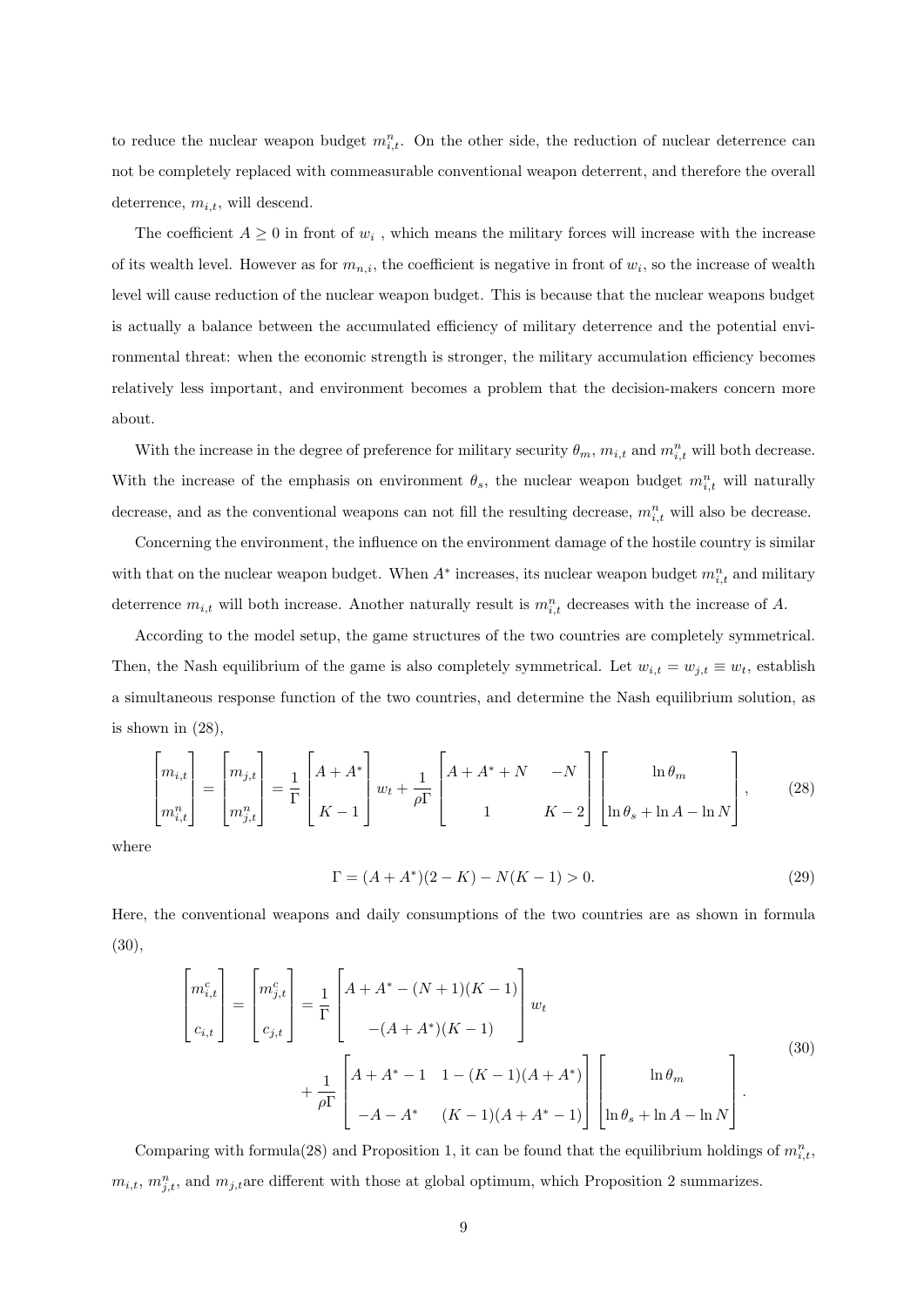to reduce the nuclear weapon budget $m_{i,t}^n$. On the other side, the reduction of nuclear deterrence can not be completely replaced with commeasurable conventional weapon deterrent, and therefore the overall deterrence, $m_{i,t}$, will descend.

The coefficient $A \geq 0$ in front of $w_i$ , which means the military forces will increase with the increase of its wealth level. However as for $m_{n,i}$, the coefficient is negative in front of $w_i$, so the increase of wealth level will cause reduction of the nuclear weapon budget. This is because that the nuclear weapons budget is actually a balance between the accumulated efficiency of military deterrence and the potential environmental threat: when the economic strength is stronger, the military accumulation efficiency becomes relatively less important, and environment becomes a problem that the decision-makers concern more about.

With the increase in the degree of preference for military security $\theta_m$, $m_{i,t}$ and $m_{i,t}^n$ will both decrease. With the increase of the emphasis on environment $\theta_s$, the nuclear weapon budget $m_{i,t}^n$ will naturally decrease, and as the conventional weapons can not fill the resulting decrease, $m_{i,t}^n$ will also be decrease.

Concerning the environment, the influence on the environment damage of the hostile country is similar with that on the nuclear weapon budget. When $A^*$ increases, its nuclear weapon budget $m_{i,t}^n$ and military deterrence $m_{i,t}$ will both increase. Another naturally result is $m_{i,t}^n$ decreases with the increase of $A$.

According to the model setup, the game structures of the two countries are completely symmetrical. Then, the Nash equilibrium of the game is also completely symmetrical. Let $w_{i,t} = w_{j,t} \equiv w_t$, establish a simultaneous response function of the two countries, and determine the Nash equilibrium solution, as is shown in (28),

$$
\begin{bmatrix} m_{i,t} \\ m_{i,t}^n \end{bmatrix} = \begin{bmatrix} m_{j,t} \\ m_{j,t}^n \end{bmatrix} = \frac{1}{\Gamma} \begin{bmatrix} A + A^* \\ K - 1 \end{bmatrix} w_t + \frac{1}{\rho \Gamma} \begin{bmatrix} A + A^* + N & -N \\ 1 & K - 2 \end{bmatrix} \begin{bmatrix} \ln \theta_m \\ \ln \theta_s + \ln A - \ln N \end{bmatrix}, \tag{28}
$$

where

$$
\Gamma = (A + A^*)(2 - K) - N(K - 1) > 0. \tag{29}
$$

Here, the conventional weapons and daily consumptions of the two countries are as shown in formula (30),

$$
\begin{aligned}
\begin{bmatrix} m_{i,t}^c \\ c_{i,t} \end{bmatrix} = \begin{bmatrix} m_{j,t}^c \\ c_{j,t} \end{bmatrix} &= \frac{1}{\Gamma} \begin{bmatrix} A + A^* - (N + 1)(K - 1) \\ -(A + A^*)(K - 1) \end{bmatrix} w_t \\
&+ \frac{1}{\rho \Gamma} \begin{bmatrix} A + A^* - 1 & 1 - (K - 1)(A + A^*) \\ -A - A^* & (K - 1)(A + A^* - 1) \end{bmatrix} \begin{bmatrix} \ln \theta_m \\ \ln \theta_s + \ln A - \ln N \end{bmatrix}.
\end{aligned} \tag{30}
$$

Comparing with formula(28) and Proposition 1, it can be found that the equilibrium holdings of $m_{i,t}^n$, $m_{i,t}$, $m_{j,t}^n$, and $m_{j,t}$are different with those at global optimum, which Proposition 2 summarizes.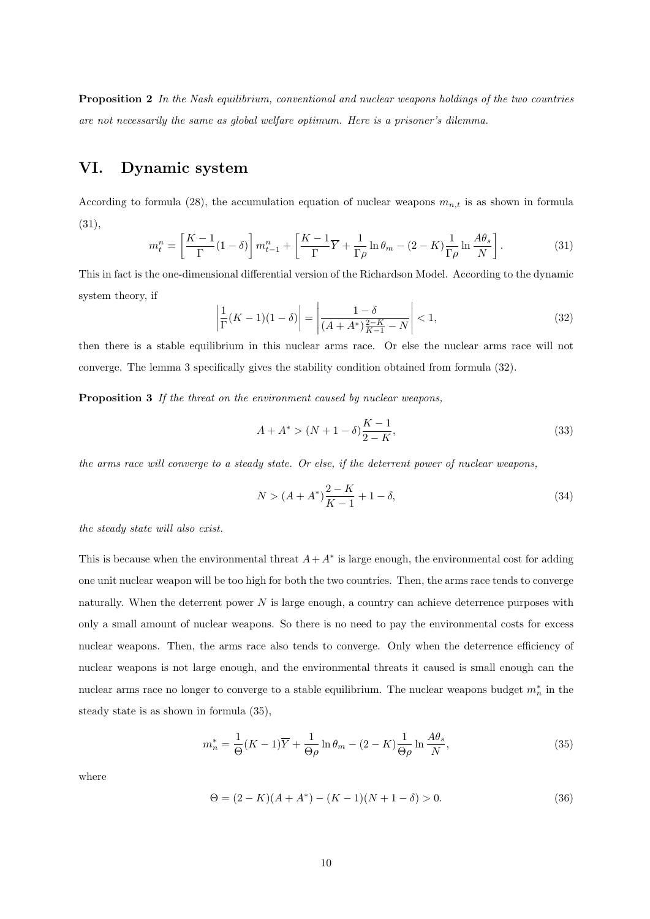**Proposition 2** *In the Nash equilibrium, conventional and nuclear weapons holdings of the two countries are not necessarily the same as global welfare optimum. Here is a prisoner's dilemma.*

## VI. Dynamic system

According to formula (28), the accumulation equation of nuclear weapons $m_{n,t}$ is as shown in formula (31),

$$m_t^n = \left[\frac{K-1}{\Gamma}(1-\delta)\right] m_{t-1}^n + \left[\frac{K-1}{\Gamma}\overline{Y} + \frac{1}{\Gamma\rho}\ln\theta_m - (2-K)\frac{1}{\Gamma\rho}\ln\frac{A\theta_s}{N}\right]. \tag{31}$$

This in fact is the one-dimensional differential version of the Richardson Model. According to the dynamic system theory, if

$$\left|\frac{1}{\Gamma}(K-1)(1-\delta)\right| = \left|\frac{1-\delta}{(A+A^*)\frac{2-K}{K-1} - N}\right| < 1, \tag{32}$$

then there is a stable equilibrium in this nuclear arms race. Or else the nuclear arms race will not converge. The lemma 3 specifically gives the stability condition obtained from formula (32).

**Proposition 3** *If the threat on the environment caused by nuclear weapons,*

$$A + A^* > (N + 1 - \delta)\frac{K-1}{2-K}, \tag{33}$$

*the arms race will converge to a steady state. Or else, if the deterrent power of nuclear weapons,*

$$N > (A + A^*)\frac{2-K}{K-1} + 1 - \delta, \tag{34}$$

*the steady state will also exist.*

This is because when the environmental threat $A + A^*$ is large enough, the environmental cost for adding one unit nuclear weapon will be too high for both the two countries. Then, the arms race tends to converge naturally. When the deterrent power $N$ is large enough, a country can achieve deterrence purposes with only a small amount of nuclear weapons. So there is no need to pay the environmental costs for excess nuclear weapons. Then, the arms race also tends to converge. Only when the deterrence efficiency of nuclear weapons is not large enough, and the environmental threats it caused is small enough can the nuclear arms race no longer to converge to a stable equilibrium. The nuclear weapons budget $m_n^*$ in the steady state is as shown in formula (35),

$$m_n^* = \frac{1}{\Theta}(K-1)\overline{Y} + \frac{1}{\Theta\rho}\ln\theta_m - (2-K)\frac{1}{\Theta\rho}\ln\frac{A\theta_s}{N}, \tag{35}$$

where

$$\Theta = (2-K)(A+A^*) - (K-1)(N+1-\delta) > 0. \tag{36}$$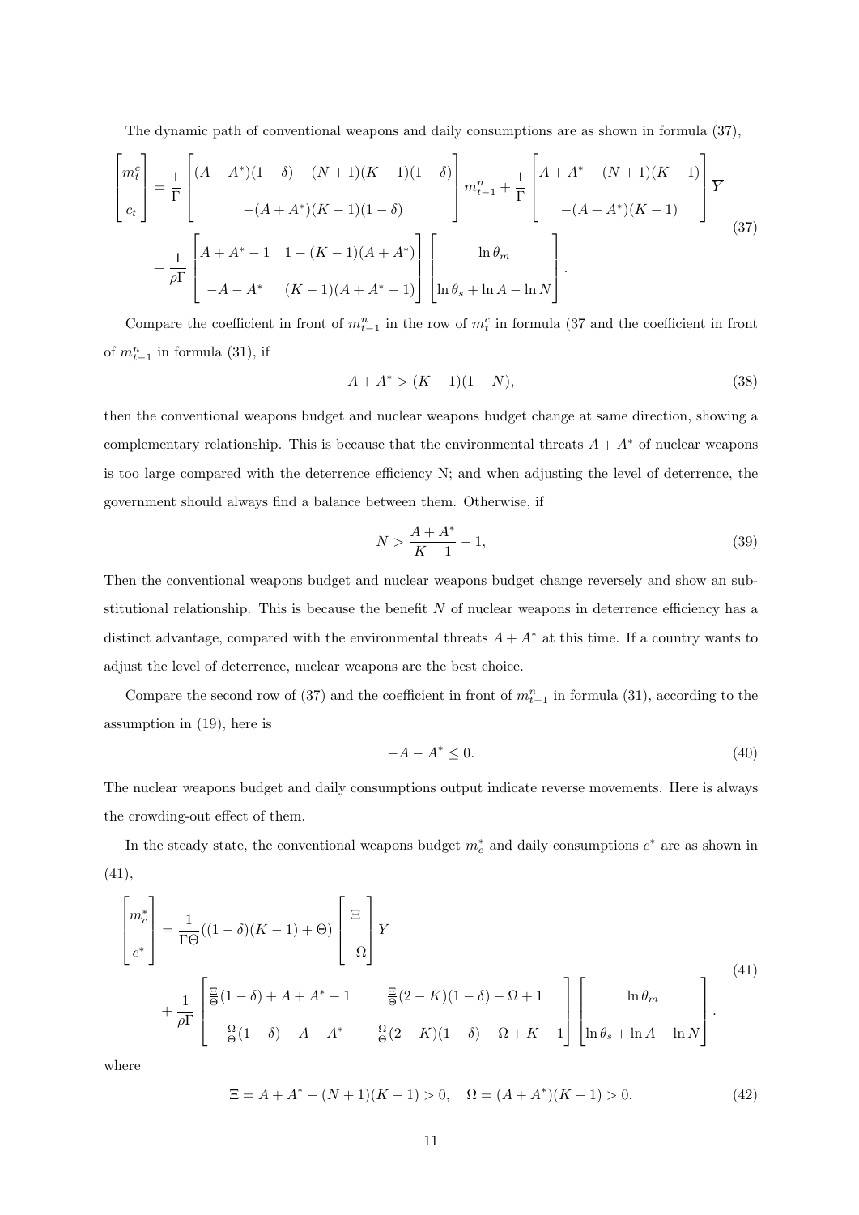The dynamic path of conventional weapons and daily consumptions are as shown in formula (37),

$$
\begin{bmatrix} m_t^c \\ c_t \end{bmatrix} = \frac{1}{\Gamma} \begin{bmatrix} (A+A^*)(1-\delta) - (N+1)(K-1)(1-\delta) \\ -(A+A^*)(K-1)(1-\delta) \end{bmatrix} m_{t-1}^n + \frac{1}{\Gamma} \begin{bmatrix} A+A^* - (N+1)(K-1) \\ -(A+A^*)(K-1) \end{bmatrix} \overline{Y}
$$
$$
+ \frac{1}{\rho\Gamma} \begin{bmatrix} A+A^*-1 & 1-(K-1)(A+A^*) \\ -A-A^* & (K-1)(A+A^*-1) \end{bmatrix} \begin{bmatrix} \ln\theta_m \\ \ln\theta_s + \ln A - \ln N \end{bmatrix}. \tag{37}
$$

Compare the coefficient in front of $m_{t-1}^n$ in the row of $m_t^c$ in formula (37 and the coefficient in front of $m_{t-1}^n$ in formula (31), if

$$
A + A^* > (K-1)(1+N), \tag{38}
$$

then the conventional weapons budget and nuclear weapons budget change at same direction, showing a complementary relationship. This is because that the environmental threats $A + A^*$ of nuclear weapons is too large compared with the deterrence efficiency N; and when adjusting the level of deterrence, the government should always find a balance between them. Otherwise, if

$$
N > \frac{A+A^*}{K-1} - 1, \tag{39}
$$

Then the conventional weapons budget and nuclear weapons budget change reversely and show an substitutional relationship. This is because the benefit $N$ of nuclear weapons in deterrence efficiency has a distinct advantage, compared with the environmental threats $A + A^*$ at this time. If a country wants to adjust the level of deterrence, nuclear weapons are the best choice.

Compare the second row of (37) and the coefficient in front of $m_{t-1}^n$ in formula (31), according to the assumption in (19), here is

$$
-A - A^* \leq 0. \tag{40}
$$

The nuclear weapons budget and daily consumptions output indicate reverse movements. Here is always the crowding-out effect of them.

In the steady state, the conventional weapons budget $m_c^*$ and daily consumptions $c^*$ are as shown in (41),

$$
\begin{bmatrix} m_c^* \\ c^* \end{bmatrix} = \frac{1}{\Gamma\Theta}((1-\delta)(K-1)+\Theta) \begin{bmatrix} \Xi \\ -\Omega \end{bmatrix} \overline{Y}
$$
$$
+ \frac{1}{\rho\Gamma} \begin{bmatrix} \frac{\Xi}{\Theta}(1-\delta) + A + A^* - 1 & \frac{\Xi}{\Theta}(2-K)(1-\delta) - \Omega + 1 \\ -\frac{\Omega}{\Theta}(1-\delta) - A - A^* & -\frac{\Omega}{\Theta}(2-K)(1-\delta) - \Omega + K - 1 \end{bmatrix} \begin{bmatrix} \ln\theta_m \\ \ln\theta_s + \ln A - \ln N \end{bmatrix}. \tag{41}
$$

where

$$
\Xi = A + A^* - (N+1)(K-1) > 0, \quad \Omega = (A+A^*)(K-1) > 0. \tag{42}
$$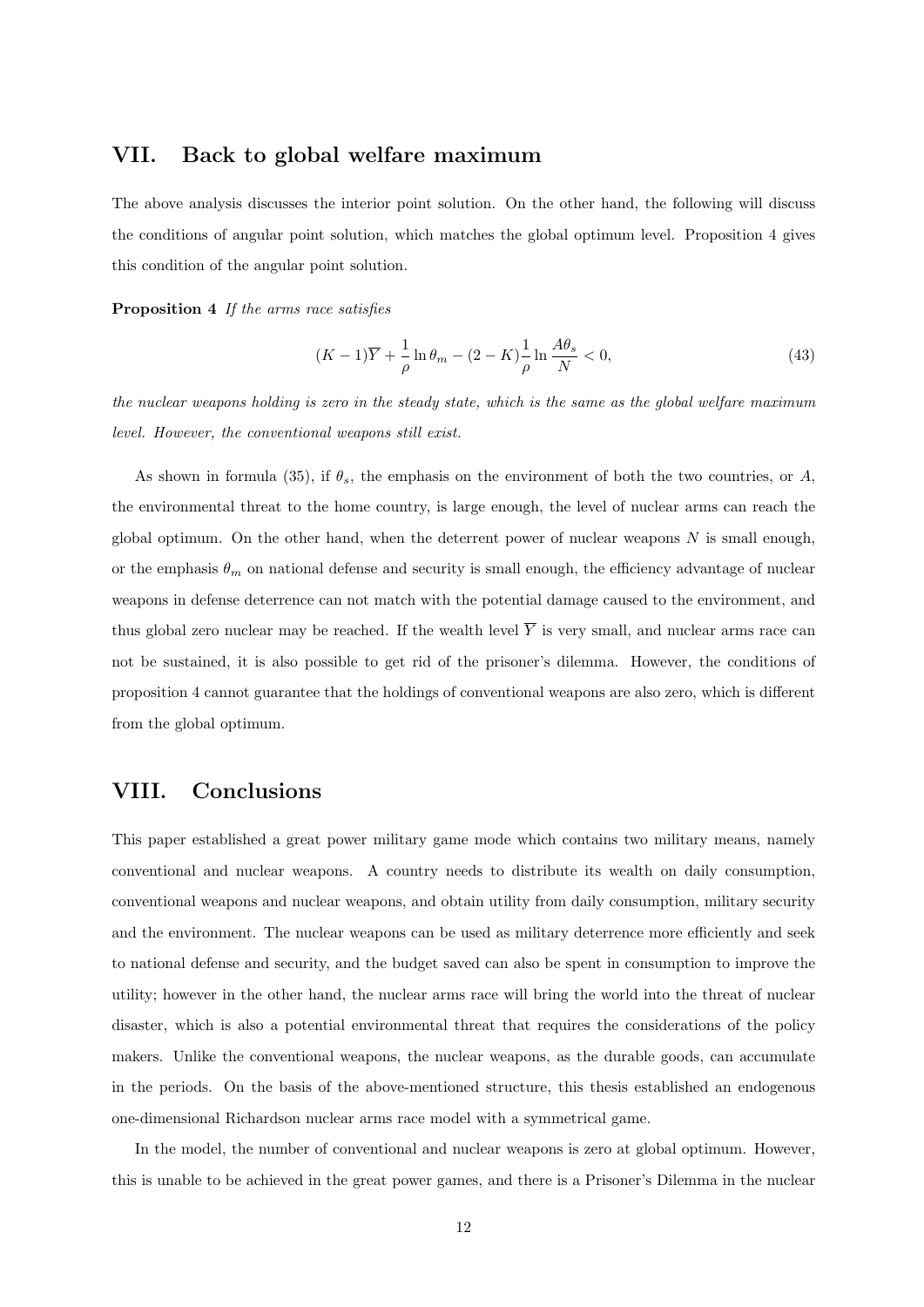## VII. Back to global welfare maximum

The above analysis discusses the interior point solution. On the other hand, the following will discuss the conditions of angular point solution, which matches the global optimum level. Proposition 4 gives this condition of the angular point solution.

**Proposition 4** *If the arms race satisfies*

$$(K-1)\overline{Y} + \frac{1}{\rho}\ln\theta_m - (2-K)\frac{1}{\rho}\ln\frac{A\theta_s}{N} < 0, \tag{43}$$

*the nuclear weapons holding is zero in the steady state, which is the same as the global welfare maximum level. However, the conventional weapons still exist.*

As shown in formula (35), if $\theta_s$, the emphasis on the environment of both the two countries, or $A$, the environmental threat to the home country, is large enough, the level of nuclear arms can reach the global optimum. On the other hand, when the deterrent power of nuclear weapons $N$ is small enough, or the emphasis $\theta_m$ on national defense and security is small enough, the efficiency advantage of nuclear weapons in defense deterrence can not match with the potential damage caused to the environment, and thus global zero nuclear may be reached. If the wealth level $\overline{Y}$ is very small, and nuclear arms race can not be sustained, it is also possible to get rid of the prisoner's dilemma. However, the conditions of proposition 4 cannot guarantee that the holdings of conventional weapons are also zero, which is different from the global optimum.

## VIII. Conclusions

This paper established a great power military game mode which contains two military means, namely conventional and nuclear weapons. A country needs to distribute its wealth on daily consumption, conventional weapons and nuclear weapons, and obtain utility from daily consumption, military security and the environment. The nuclear weapons can be used as military deterrence more efficiently and seek to national defense and security, and the budget saved can also be spent in consumption to improve the utility; however in the other hand, the nuclear arms race will bring the world into the threat of nuclear disaster, which is also a potential environmental threat that requires the considerations of the policy makers. Unlike the conventional weapons, the nuclear weapons, as the durable goods, can accumulate in the periods. On the basis of the above-mentioned structure, this thesis established an endogenous one-dimensional Richardson nuclear arms race model with a symmetrical game.

In the model, the number of conventional and nuclear weapons is zero at global optimum. However, this is unable to be achieved in the great power games, and there is a Prisoner's Dilemma in the nuclear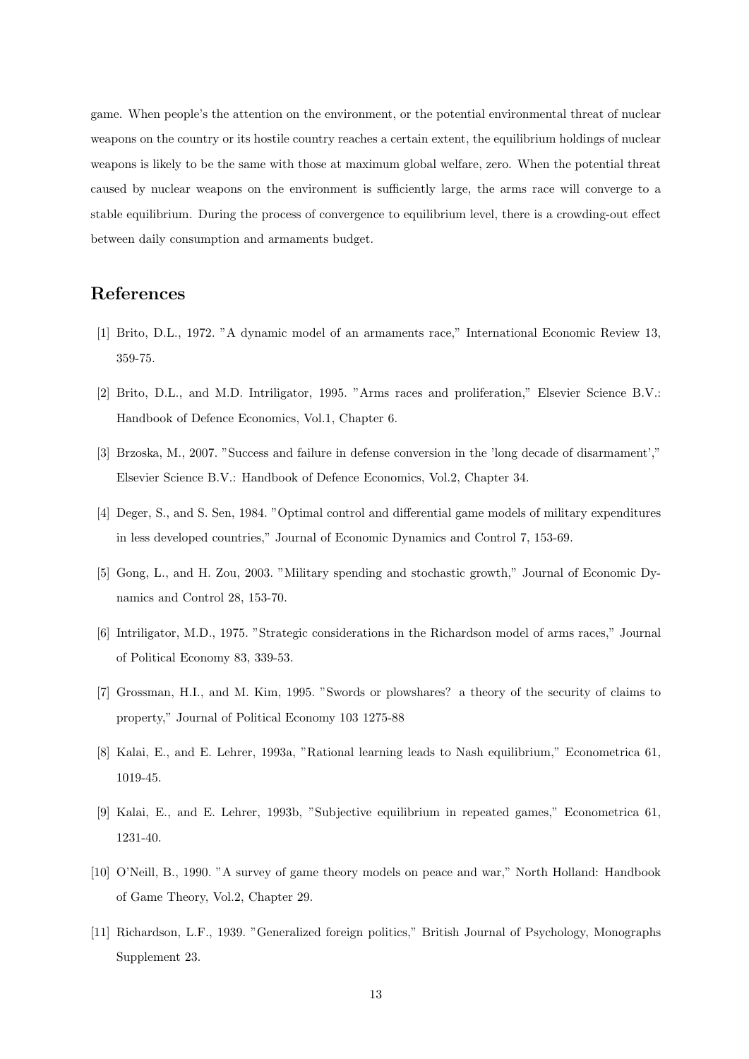game. When people's the attention on the environment, or the potential environmental threat of nuclear weapons on the country or its hostile country reaches a certain extent, the equilibrium holdings of nuclear weapons is likely to be the same with those at maximum global welfare, zero. When the potential threat caused by nuclear weapons on the environment is sufficiently large, the arms race will converge to a stable equilibrium. During the process of convergence to equilibrium level, there is a crowding-out effect between daily consumption and armaments budget.

## References

[1] Brito, D.L., 1972. "A dynamic model of an armaments race," International Economic Review 13, 359-75.

[2] Brito, D.L., and M.D. Intriligator, 1995. "Arms races and proliferation," Elsevier Science B.V.: Handbook of Defence Economics, Vol.1, Chapter 6.

[3] Brzoska, M., 2007. "Success and failure in defense conversion in the 'long decade of disarmament'," Elsevier Science B.V.: Handbook of Defence Economics, Vol.2, Chapter 34.

[4] Deger, S., and S. Sen, 1984. "Optimal control and differential game models of military expenditures in less developed countries," Journal of Economic Dynamics and Control 7, 153-69.

[5] Gong, L., and H. Zou, 2003. "Military spending and stochastic growth," Journal of Economic Dynamics and Control 28, 153-70.

[6] Intriligator, M.D., 1975. "Strategic considerations in the Richardson model of arms races," Journal of Political Economy 83, 339-53.

[7] Grossman, H.I., and M. Kim, 1995. "Swords or plowshares? a theory of the security of claims to property," Journal of Political Economy 103 1275-88

[8] Kalai, E., and E. Lehrer, 1993a, "Rational learning leads to Nash equilibrium," Econometrica 61, 1019-45.

[9] Kalai, E., and E. Lehrer, 1993b, "Subjective equilibrium in repeated games," Econometrica 61, 1231-40.

[10] O'Neill, B., 1990. "A survey of game theory models on peace and war," North Holland: Handbook of Game Theory, Vol.2, Chapter 29.

[11] Richardson, L.F., 1939. "Generalized foreign politics," British Journal of Psychology, Monographs Supplement 23.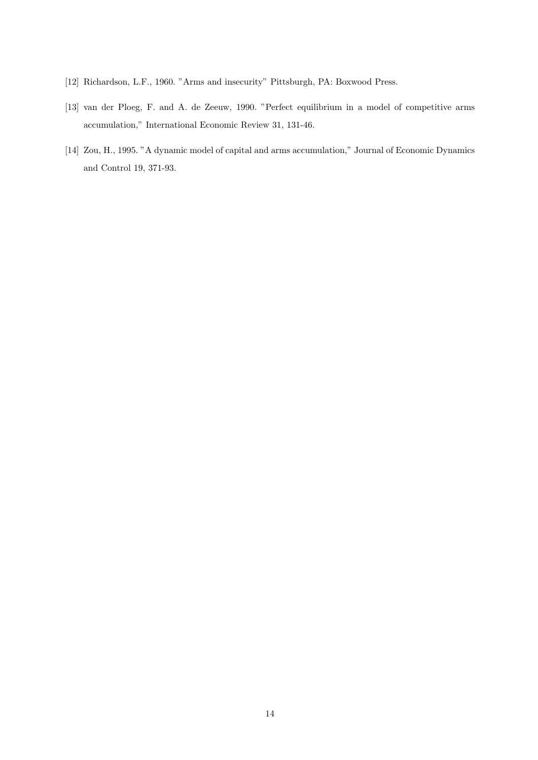[12] Richardson, L.F., 1960. "Arms and insecurity" Pittsburgh, PA: Boxwood Press.

[13] van der Ploeg, F. and A. de Zeeuw, 1990. "Perfect equilibrium in a model of competitive arms accumulation," International Economic Review 31, 131-46.

[14] Zou, H., 1995. "A dynamic model of capital and arms accumulation," Journal of Economic Dynamics and Control 19, 371-93.